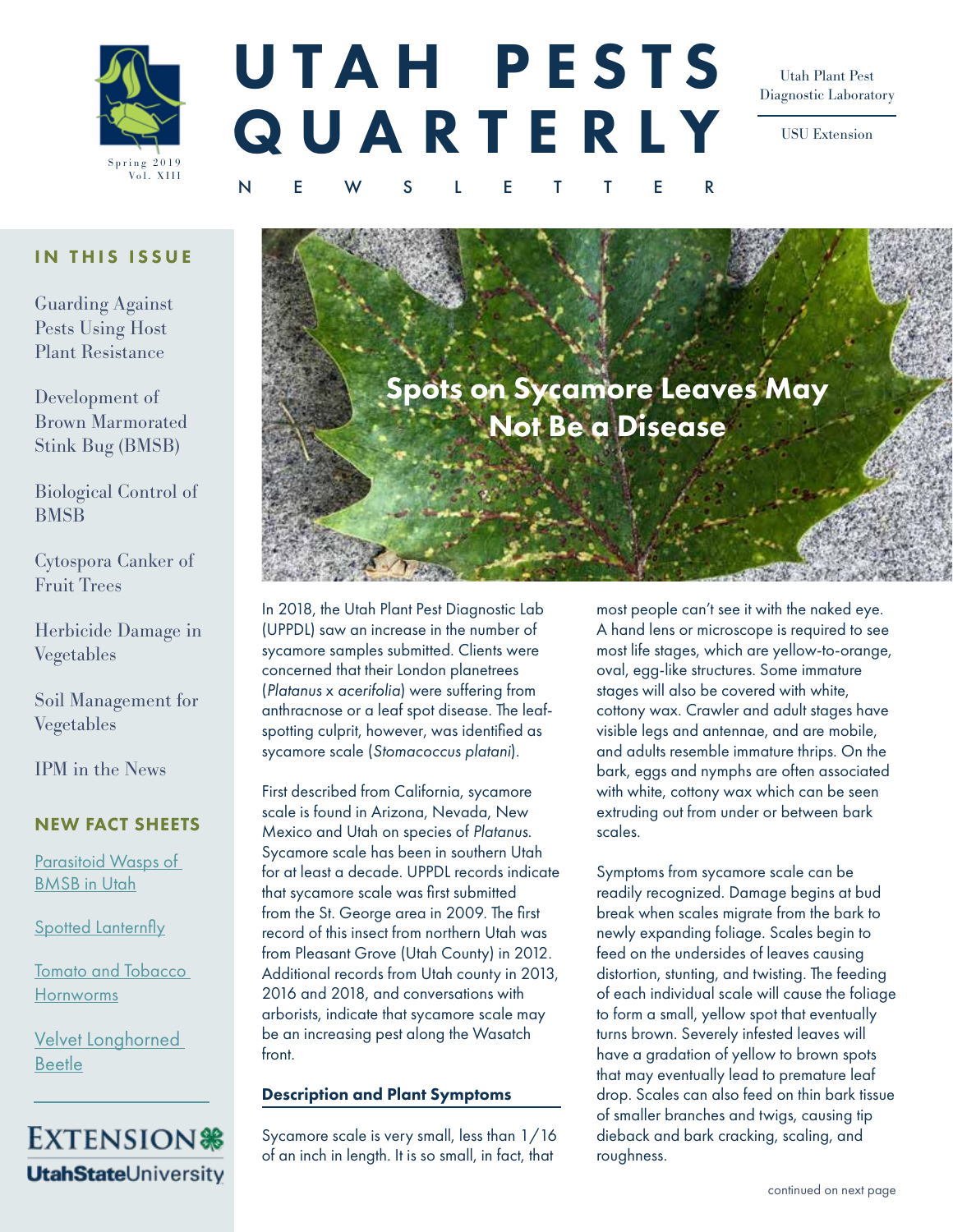# UTAH PESTS QUARTERLY

N E W S L E T T E R

Spring 2019
Vol. XIII

Utah Plant Pest Diagnostic Laboratory

USU Extension

## IN THIS ISSUE

Guarding Against Pests Using Host Plant Resistance

Development of Brown Marmorated Stink Bug (BMSB)

Biological Control of BMSB

Cytospora Canker of Fruit Trees

Herbicide Damage in Vegetables

Soil Management for Vegetables

IPM in the News

## NEW FACT SHEETS

[Parasitoid Wasps of BMSB in Utah]

[Spotted Lanternfly]

[Tomato and Tobacco Hornworms]

[Velvet Longhorned Beetle]

EXTENSION
UtahStateUniversity

# Spots on Sycamore Leaves May Not Be a Disease

In 2018, the Utah Plant Pest Diagnostic Lab (UPPDL) saw an increase in the number of sycamore samples submitted. Clients were concerned that their London planetrees (*Platanus* x *acerifolia*) were suffering from anthracnose or a leaf spot disease. The leaf-spotting culprit, however, was identified as sycamore scale (*Stomacoccus platani*).

First described from California, sycamore scale is found in Arizona, Nevada, New Mexico and Utah on species of *Platanus*. Sycamore scale has been in southern Utah for at least a decade. UPPDL records indicate that sycamore scale was first submitted from the St. George area in 2009. The first record of this insect from northern Utah was from Pleasant Grove (Utah County) in 2012. Additional records from Utah county in 2013, 2016 and 2018, and conversations with arborists, indicate that sycamore scale may be an increasing pest along the Wasatch front.

### Description and Plant Symptoms

Sycamore scale is very small, less than 1/16 of an inch in length. It is so small, in fact, that most people can't see it with the naked eye. A hand lens or microscope is required to see most life stages, which are yellow-to-orange, oval, egg-like structures. Some immature stages will also be covered with white, cottony wax. Crawler and adult stages have visible legs and antennae, and are mobile, and adults resemble immature thrips. On the bark, eggs and nymphs are often associated with white, cottony wax which can be seen extruding out from under or between bark scales.

Symptoms from sycamore scale can be readily recognized. Damage begins at bud break when scales migrate from the bark to newly expanding foliage. Scales begin to feed on the undersides of leaves causing distortion, stunting, and twisting. The feeding of each individual scale will cause the foliage to form a small, yellow spot that eventually turns brown. Severely infested leaves will have a gradation of yellow to brown spots that may eventually lead to premature leaf drop. Scales can also feed on thin bark tissue of smaller branches and twigs, causing tip dieback and bark cracking, scaling, and roughness.

continued on next page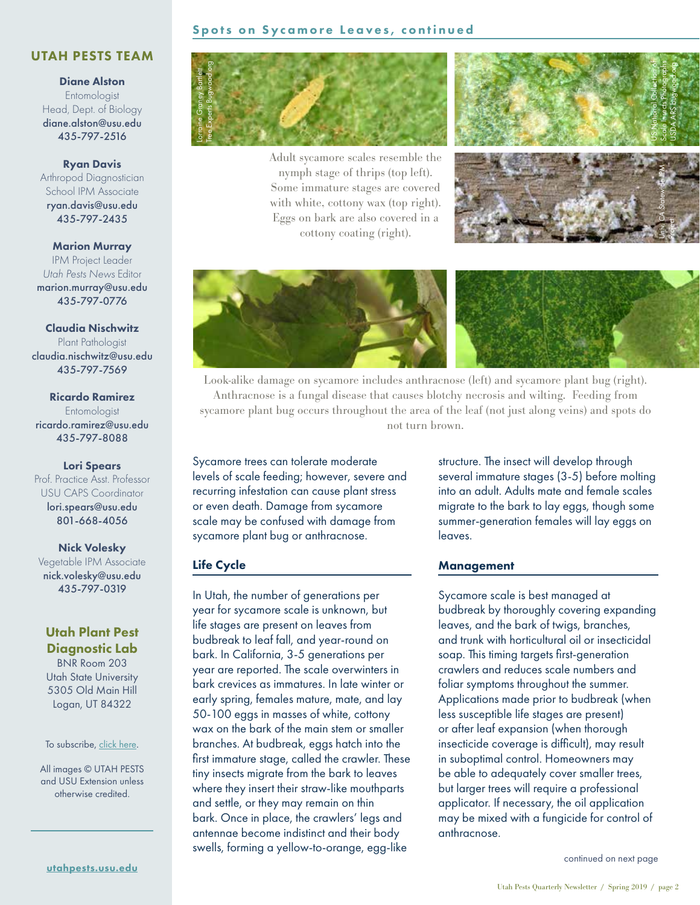## Spots on Sycamore Leaves, continued

Adult sycamore scales resemble the nymph stage of thrips (top left). Some immature stages are covered with white, cottony wax (top right). Eggs on bark are also covered in a cottony coating (right).

Look-alike damage on sycamore includes anthracnose (left) and sycamore plant bug (right). Anthracnose is a fungal disease that causes blotchy necrosis and wilting. Feeding from sycamore plant bug occurs throughout the area of the leaf (not just along veins) and spots do not turn brown.

Sycamore trees can tolerate moderate levels of scale feeding; however, severe and recurring infestation can cause plant stress or even death. Damage from sycamore scale may be confused with damage from sycamore plant bug or anthracnose.

### Life Cycle

In Utah, the number of generations per year for sycamore scale is unknown, but life stages are present on leaves from budbreak to leaf fall, and year-round on bark. In California, 3-5 generations per year are reported. The scale overwinters in bark crevices as immatures. In late winter or early spring, females mature, mate, and lay 50-100 eggs in masses of white, cottony wax on the bark of the main stem or smaller branches. At budbreak, eggs hatch into the first immature stage, called the crawler. These tiny insects migrate from the bark to leaves where they insert their straw-like mouthparts and settle, or they may remain on thin bark. Once in place, the crawlers' legs and antennae become indistinct and their body swells, forming a yellow-to-orange, egg-like structure. The insect will develop through several immature stages (3-5) before molting into an adult. Adults mate and female scales migrate to the bark to lay eggs, though some summer-generation females will lay eggs on leaves.

### Management

Sycamore scale is best managed at budbreak by thoroughly covering expanding leaves, and the bark of twigs, branches, and trunk with horticultural oil or insecticidal soap. This timing targets first-generation crawlers and reduces scale numbers and foliar symptoms throughout the summer. Applications made prior to budbreak (when less susceptible life stages are present) or after leaf expansion (when thorough insecticide coverage is difficult), may result in suboptimal control. Homeowners may be able to adequately cover smaller trees, but larger trees will require a professional applicator. If necessary, the oil application may be mixed with a fungicide for control of anthracnose.

continued on next page

## UTAH PESTS TEAM

**Diane Alston**
Entomologist
Head, Dept. of Biology
diane.alston@usu.edu
435-797-2516

**Ryan Davis**
Arthropod Diagnostician
School IPM Associate
ryan.davis@usu.edu
435-797-2435

**Marion Murray**
IPM Project Leader
*Utah Pests News* Editor
marion.murray@usu.edu
435-797-0776

**Claudia Nischwitz**
Plant Pathologist
claudia.nischwitz@usu.edu
435-797-7569

**Ricardo Ramirez**
Entomologist
ricardo.ramirez@usu.edu
435-797-8088

**Lori Spears**
Prof. Practice Asst. Professor
USU CAPS Coordinator
lori.spears@usu.edu
801-668-4056

**Nick Volesky**
Vegetable IPM Associate
nick.volesky@usu.edu
435-797-0319

### Utah Plant Pest Diagnostic Lab

BNR Room 203
Utah State University
5305 Old Main Hill
Logan, UT 84322

To subscribe, click here.

All images © UTAH PESTS and USU Extension unless otherwise credited.

utahpests.usu.edu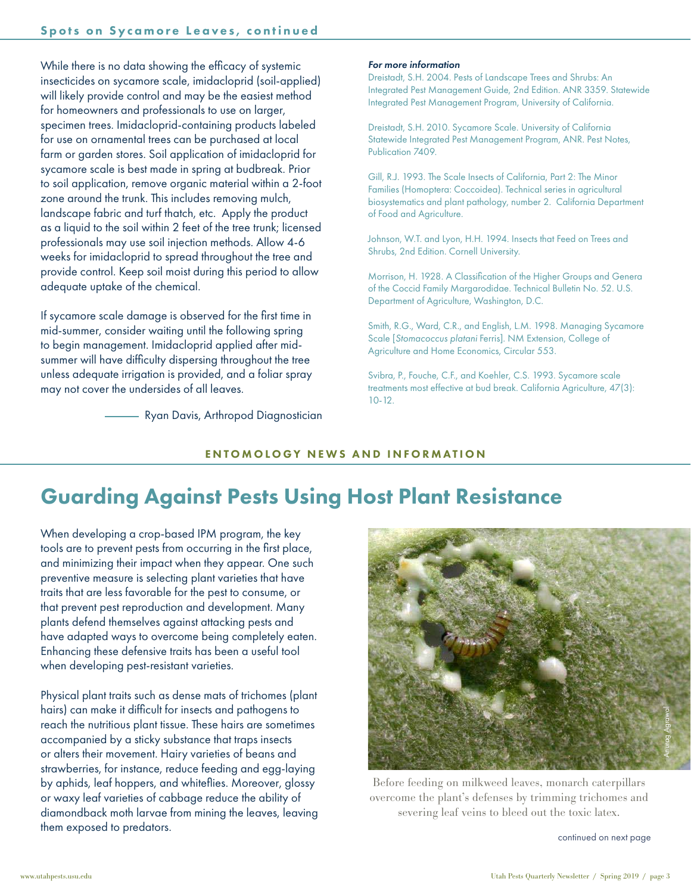## Spots on Sycamore Leaves, continued

While there is no data showing the efficacy of systemic insecticides on sycamore scale, imidacloprid (soil-applied) will likely provide control and may be the easiest method for homeowners and professionals to use on larger, specimen trees. Imidacloprid-containing products labeled for use on ornamental trees can be purchased at local farm or garden stores. Soil application of imidacloprid for sycamore scale is best made in spring at budbreak. Prior to soil application, remove organic material within a 2-foot zone around the trunk. This includes removing mulch, landscape fabric and turf thatch, etc. Apply the product as a liquid to the soil within 2 feet of the tree trunk; licensed professionals may use soil injection methods. Allow 4-6 weeks for imidacloprid to spread throughout the tree and provide control. Keep soil moist during this period to allow adequate uptake of the chemical.

If sycamore scale damage is observed for the first time in mid-summer, consider waiting until the following spring to begin management. Imidacloprid applied after mid-summer will have difficulty dispersing throughout the tree unless adequate irrigation is provided, and a foliar spray may not cover the undersides of all leaves.

——— Ryan Davis, Arthropod Diagnostician

***For more information***

Dreistadt, S.H. 2004. Pests of Landscape Trees and Shrubs: An Integrated Pest Management Guide, 2nd Edition. ANR 3359. Statewide Integrated Pest Management Program, University of California.

Dreistadt, S.H. 2010. Sycamore Scale. University of California Statewide Integrated Pest Management Program, ANR. Pest Notes, Publication 7409.

Gill, R.J. 1993. The Scale Insects of California, Part 2: The Minor Families (Homoptera: Coccoidea). Technical series in agricultural biosystematics and plant pathology, number 2. California Department of Food and Agriculture.

Johnson, W.T. and Lyon, H.H. 1994. Insects that Feed on Trees and Shrubs, 2nd Edition. Cornell University.

Morrison, H. 1928. A Classification of the Higher Groups and Genera of the Coccid Family Margarodidae. Technical Bulletin No. 52. U.S. Department of Agriculture, Washington, D.C.

Smith, R.G., Ward, C.R., and English, L.M. 1998. Managing Sycamore Scale [*Stomacoccus platani* Ferris]. NM Extension, College of Agriculture and Home Economics, Circular 553.

Svibra, P., Fouche, C.F., and Koehler, C.S. 1993. Sycamore scale treatments most effective at bud break. California Agriculture, 47(3): 10-12.

**ENTOMOLOGY NEWS AND INFORMATION**

# Guarding Against Pests Using Host Plant Resistance

When developing a crop-based IPM program, the key tools are to prevent pests from occurring in the first place, and minimizing their impact when they appear. One such preventive measure is selecting plant varieties that have traits that are less favorable for the pest to consume, or that prevent pest reproduction and development. Many plants defend themselves against attacking pests and have adapted ways to overcome being completely eaten. Enhancing these defensive traits has been a useful tool when developing pest-resistant varieties.

Physical plant traits such as dense mats of trichomes (plant hairs) can make it difficult for insects and pathogens to reach the nutritious plant tissue. These hairs are sometimes accompanied by a sticky substance that traps insects or alters their movement. Hairy varieties of beans and strawberries, for instance, reduce feeding and egg-laying by aphids, leaf hoppers, and whiteflies. Moreover, glossy or waxy leaf varieties of cabbage reduce the ability of diamondback moth larvae from mining the leaves, leaving them exposed to predators.

Anurag Agrawal

Before feeding on milkweed leaves, monarch caterpillars overcome the plant's defenses by trimming trichomes and severing leaf veins to bleed out the toxic latex.

continued on next page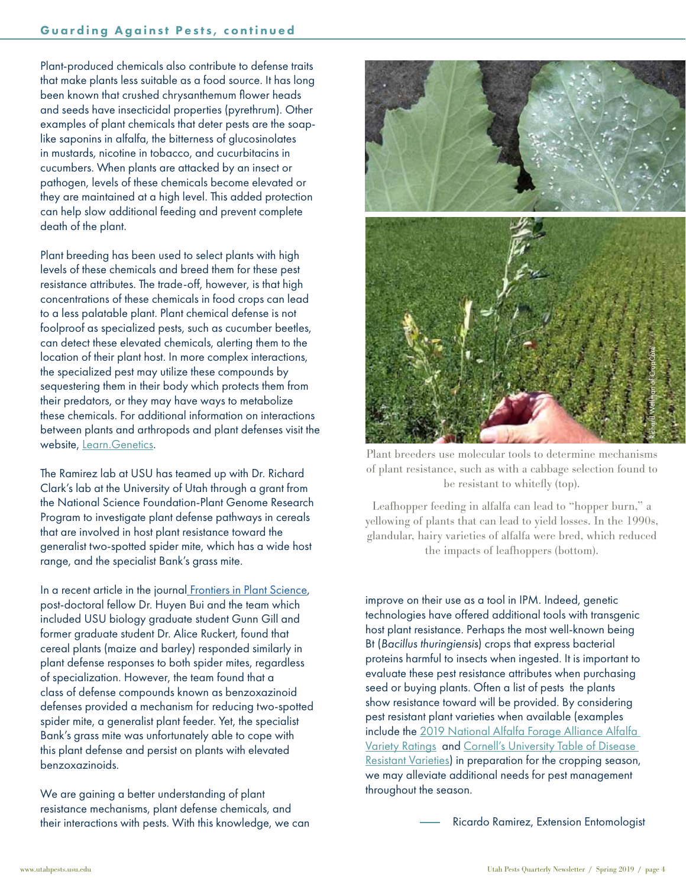## Guarding Against Pests, continued

Plant-produced chemicals also contribute to defense traits that make plants less suitable as a food source. It has long been known that crushed chrysanthemum flower heads and seeds have insecticidal properties (pyrethrum). Other examples of plant chemicals that deter pests are the soap-like saponins in alfalfa, the bitterness of glucosinolates in mustards, nicotine in tobacco, and cucurbitacins in cucumbers. When plants are attacked by an insect or pathogen, levels of these chemicals become elevated or they are maintained at a high level. This added protection can help slow additional feeding and prevent complete death of the plant.

Plant breeding has been used to select plants with high levels of these chemicals and breed them for these pest resistance attributes. The trade-off, however, is that high concentrations of these chemicals in food crops can lead to a less palatable plant. Plant chemical defense is not foolproof as specialized pests, such as cucumber beetles, can detect these elevated chemicals, alerting them to the location of their plant host. In more complex interactions, the specialized pest may utilize these compounds by sequestering them in their body which protects them from their predators, or they may have ways to metabolize these chemicals. For additional information on interactions between plants and arthropods and plant defenses visit the website, Learn.Genetics.

The Ramirez lab at USU has teamed up with Dr. Richard Clark's lab at the University of Utah through a grant from the National Science Foundation-Plant Genome Research Program to investigate plant defense pathways in cereals that are involved in host plant resistance toward the generalist two-spotted spider mite, which has a wide host range, and the specialist Bank's grass mite.

In a recent article in the journal Frontiers in Plant Science, post-doctoral fellow Dr. Huyen Bui and the team which included USU biology graduate student Gunn Gill and former graduate student Dr. Alice Ruckert, found that cereal plants (maize and barley) responded similarly in plant defense responses to both spider mites, regardless of specialization. However, the team found that a class of defense compounds known as benzoxazinoid defenses provided a mechanism for reducing two-spotted spider mite, a generalist plant feeder. Yet, the specialist Bank's grass mite was unfortunately able to cope with this plant defense and persist on plants with elevated benzoxazinoids.

We are gaining a better understanding of plant resistance mechanisms, plant defense chemicals, and their interactions with pests. With this knowledge, we can improve on their use as a tool in IPM. Indeed, genetic technologies have offered additional tools with transgenic host plant resistance. Perhaps the most well-known being Bt (*Bacillus thuringiensis*) crops that express bacterial proteins harmful to insects when ingested. It is important to evaluate these pest resistance attributes when purchasing seed or buying plants. Often a list of pests the plants show resistance toward will be provided. By considering pest resistant plant varieties when available (examples include the 2019 National Alfalfa Forage Alliance Alfalfa Variety Ratings and Cornell's University Table of Disease Resistant Varieties) in preparation for the cropping season, we may alleviate additional needs for pest management throughout the season.

— Ricardo Ramirez, Extension Entomologist

Richard Wellman of CropCare

Plant breeders use molecular tools to determine mechanisms of plant resistance, such as with a cabbage selection found to be resistant to whitefly (top).

Leafhopper feeding in alfalfa can lead to "hopper burn," a yellowing of plants that can lead to yield losses. In the 1990s, glandular, hairy varieties of alfalfa were bred, which reduced the impacts of leafhoppers (bottom).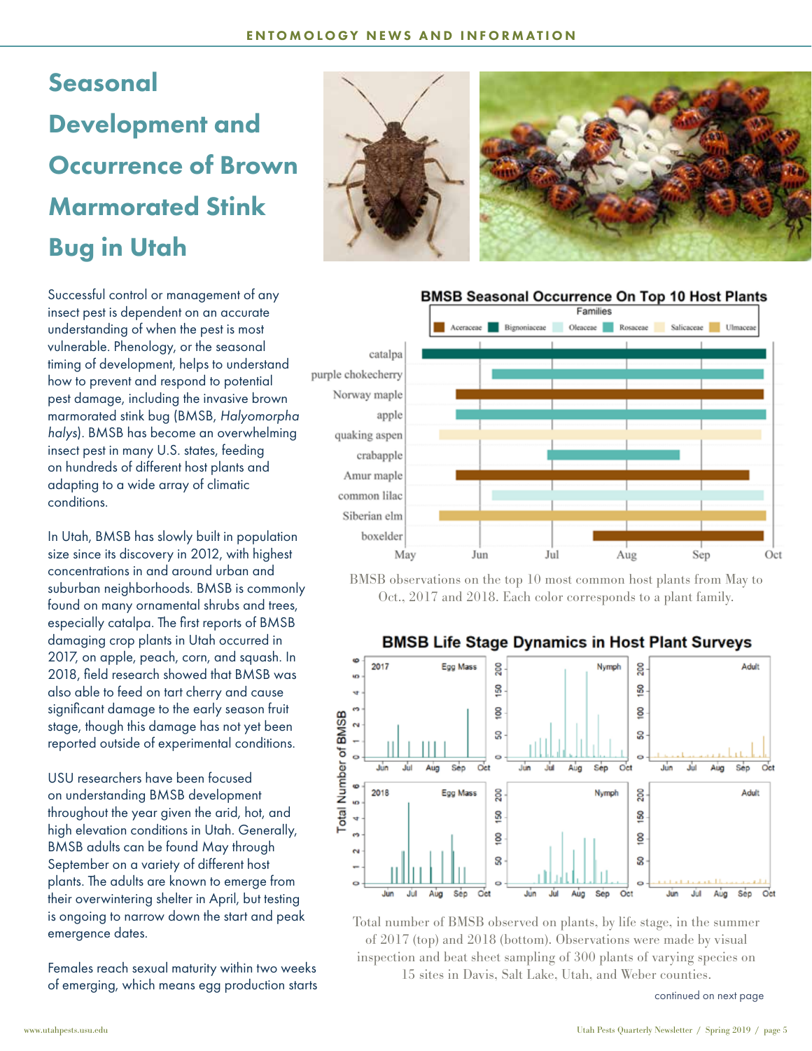# Seasonal Development and Occurrence of Brown Marmorated Stink Bug in Utah

Successful control or management of any insect pest is dependent on an accurate understanding of when the pest is most vulnerable. Phenology, or the seasonal timing of development, helps to understand how to prevent and respond to potential pest damage, including the invasive brown marmorated stink bug (BMSB, *Halyomorpha halys*). BMSB has become an overwhelming insect pest in many U.S. states, feeding on hundreds of different host plants and adapting to a wide array of climatic conditions.

In Utah, BMSB has slowly built in population size since its discovery in 2012, with highest concentrations in and around urban and suburban neighborhoods. BMSB is commonly found on many ornamental shrubs and trees, especially catalpa. The first reports of BMSB damaging crop plants in Utah occurred in 2017, on apple, peach, corn, and squash. In 2018, field research showed that BMSB was also able to feed on tart cherry and cause significant damage to the early season fruit stage, though this damage has not yet been reported outside of experimental conditions.

USU researchers have been focused on understanding BMSB development throughout the year given the arid, hot, and high elevation conditions in Utah. Generally, BMSB adults can be found May through September on a variety of different host plants. The adults are known to emerge from their overwintering shelter in April, but testing is ongoing to narrow down the start and peak emergence dates.

Females reach sexual maturity within two weeks of emerging, which means egg production starts

BMSB observations on the top 10 most common host plants from May to Oct., 2017 and 2018. Each color corresponds to a plant family.

Total number of BMSB observed on plants, by life stage, in the summer of 2017 (top) and 2018 (bottom). Observations were made by visual inspection and beat sheet sampling of 300 plants of varying species on 15 sites in Davis, Salt Lake, Utah, and Weber counties.

continued on next page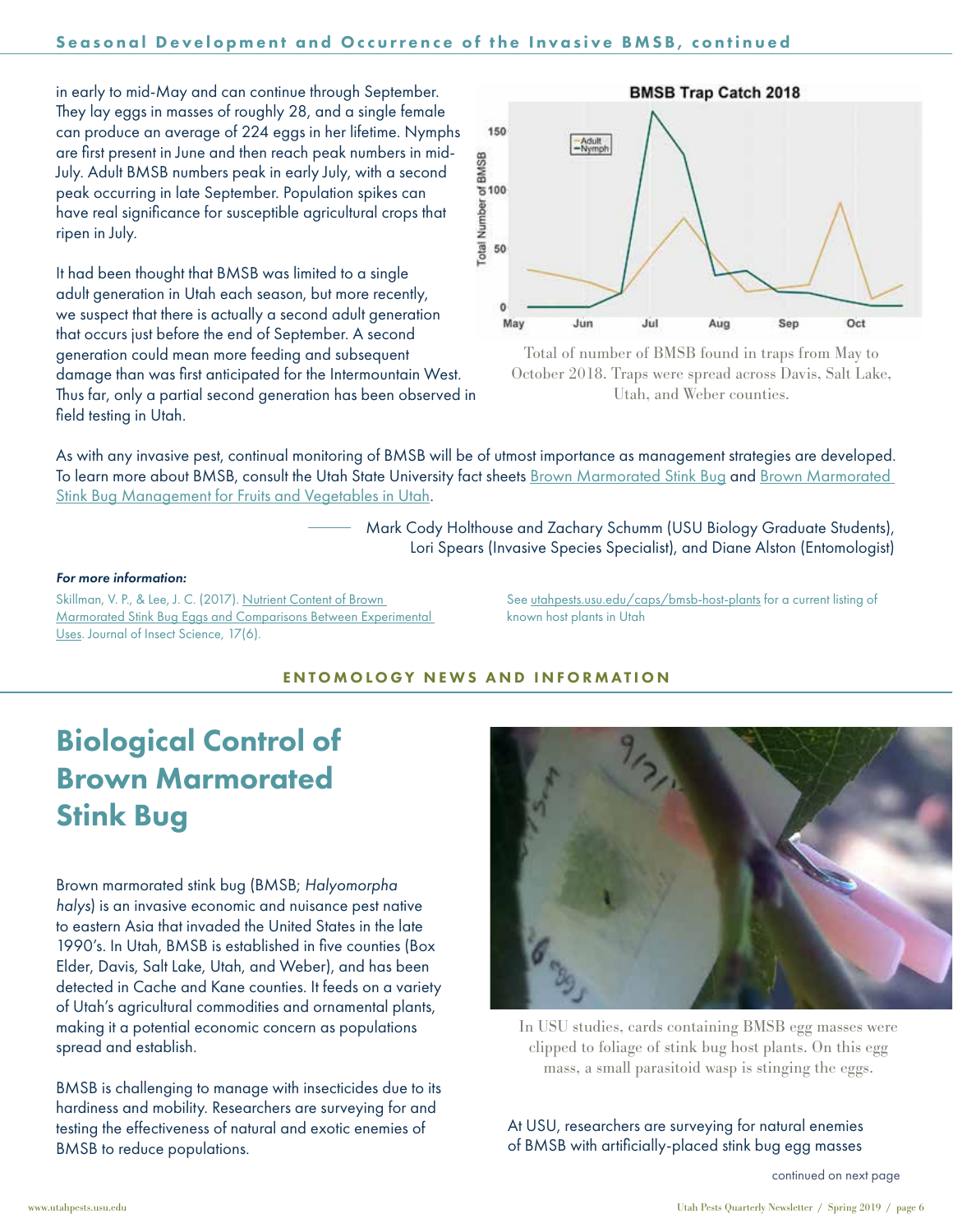in early to mid-May and can continue through September. They lay eggs in masses of roughly 28, and a single female can produce an average of 224 eggs in her lifetime. Nymphs are first present in June and then reach peak numbers in mid-July. Adult BMSB numbers peak in early July, with a second peak occurring in late September. Population spikes can have real significance for susceptible agricultural crops that ripen in July.

It had been thought that BMSB was limited to a single adult generation in Utah each season, but more recently, we suspect that there is actually a second adult generation that occurs just before the end of September. A second generation could mean more feeding and subsequent damage than was first anticipated for the Intermountain West. Thus far, only a partial second generation has been observed in field testing in Utah.

Total of number of BMSB found in traps from May to October 2018. Traps were spread across Davis, Salt Lake, Utah, and Weber counties.

As with any invasive pest, continual monitoring of BMSB will be of utmost importance as management strategies are developed. To learn more about BMSB, consult the Utah State University fact sheets Brown Marmorated Stink Bug and Brown Marmorated Stink Bug Management for Fruits and Vegetables in Utah.

— Mark Cody Holthouse and Zachary Schumm (USU Biology Graduate Students), Lori Spears (Invasive Species Specialist), and Diane Alston (Entomologist)

***For more information:***

Skillman, V. P., & Lee, J. C. (2017). Nutrient Content of Brown Marmorated Stink Bug Eggs and Comparisons Between Experimental Uses. Journal of Insect Science, 17(6).

See utahpests.usu.edu/caps/bmsb-host-plants for a current listing of known host plants in Utah

## ENTOMOLOGY NEWS AND INFORMATION

# Biological Control of Brown Marmorated Stink Bug

Brown marmorated stink bug (BMSB; *Halyomorpha halys*) is an invasive economic and nuisance pest native to eastern Asia that invaded the United States in the late 1990's. In Utah, BMSB is established in five counties (Box Elder, Davis, Salt Lake, Utah, and Weber), and has been detected in Cache and Kane counties. It feeds on a variety of Utah's agricultural commodities and ornamental plants, making it a potential economic concern as populations spread and establish.

BMSB is challenging to manage with insecticides due to its hardiness and mobility. Researchers are surveying for and testing the effectiveness of natural and exotic enemies of BMSB to reduce populations.

In USU studies, cards containing BMSB egg masses were clipped to foliage of stink bug host plants. On this egg mass, a small parasitoid wasp is stinging the eggs.

At USU, researchers are surveying for natural enemies of BMSB with artificially-placed stink bug egg masses

continued on next page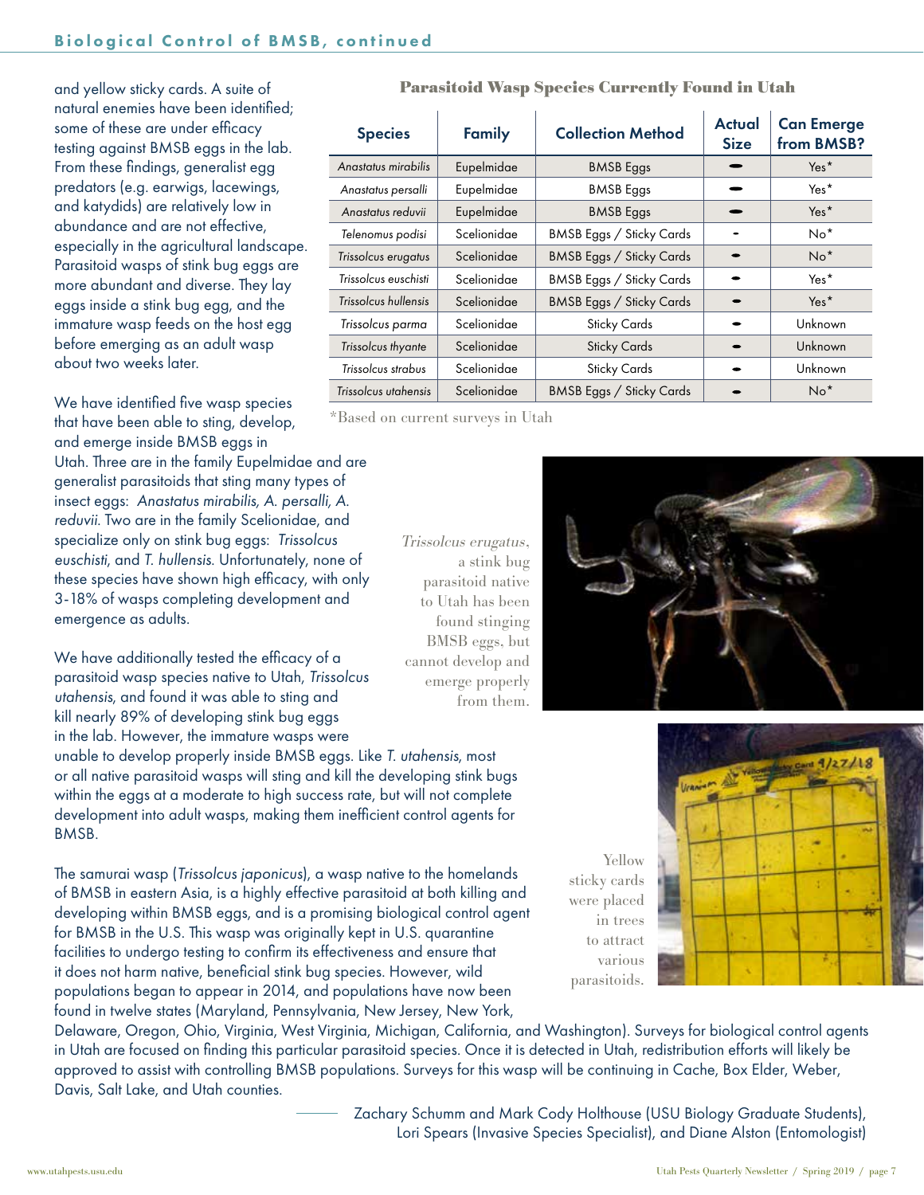and yellow sticky cards. A suite of natural enemies have been identified; some of these are under efficacy testing against BMSB eggs in the lab. From these findings, generalist egg predators (e.g. earwigs, lacewings, and katydids) are relatively low in abundance and are not effective, especially in the agricultural landscape. Parasitoid wasps of stink bug eggs are more abundant and diverse. They lay eggs inside a stink bug egg, and the immature wasp feeds on the host egg before emerging as an adult wasp about two weeks later.

We have identified five wasp species that have been able to sting, develop, and emerge inside BMSB eggs in Utah. Three are in the family Eupelmidae and are generalist parasitoids that sting many types of insect eggs: *Anastatus mirabilis, A. persalli, A. reduvii*. Two are in the family Scelionidae, and specialize only on stink bug eggs: *Trissolcus euschisti*, and *T. hullensis*. Unfortunately, none of these species have shown high efficacy, with only 3-18% of wasps completing development and emergence as adults.

We have additionally tested the efficacy of a parasitoid wasp species native to Utah, *Trissolcus utahensis*, and found it was able to sting and kill nearly 89% of developing stink bug eggs in the lab. However, the immature wasps were unable to develop properly inside BMSB eggs. Like *T. utahensis*, most or all native parasitoid wasps will sting and kill the developing stink bugs within the eggs at a moderate to high success rate, but will not complete development into adult wasps, making them inefficient control agents for BMSB.

The samurai wasp (*Trissolcus japonicus*), a wasp native to the homelands of BMSB in eastern Asia, is a highly effective parasitoid at both killing and developing within BMSB eggs, and is a promising biological control agent for BMSB in the U.S. This wasp was originally kept in U.S. quarantine facilities to undergo testing to confirm its effectiveness and ensure that it does not harm native, beneficial stink bug species. However, wild populations began to appear in 2014, and populations have now been found in twelve states (Maryland, Pennsylvania, New Jersey, New York, Delaware, Oregon, Ohio, Virginia, West Virginia, Michigan, California, and Washington). Surveys for biological control agents in Utah are focused on finding this particular parasitoid species. Once it is detected in Utah, redistribution efforts will likely be approved to assist with controlling BMSB populations. Surveys for this wasp will be continuing in Cache, Box Elder, Weber, Davis, Salt Lake, and Utah counties.

**Parasitoid Wasp Species Currently Found in Utah**

| Species | Family | Collection Method | Actual Size | Can Emerge from BMSB? |
|---|---|---|---|---|
| *Anastatus mirabilis* | Eupelmidae | BMSB Eggs | ▬ | Yes* |
| *Anastatus persalli* | Eupelmidae | BMSB Eggs | ▬ | Yes* |
| *Anastatus reduvii* | Eupelmidae | BMSB Eggs | ▬ | Yes* |
| *Telenomus podisi* | Scelionidae | BMSB Eggs / Sticky Cards | - | No* |
| *Trissolcus erugatus* | Scelionidae | BMSB Eggs / Sticky Cards | - | No* |
| *Trissolcus euschisti* | Scelionidae | BMSB Eggs / Sticky Cards | - | Yes* |
| *Trissolcus hullensis* | Scelionidae | BMSB Eggs / Sticky Cards | - | Yes* |
| *Trissolcus parma* | Scelionidae | Sticky Cards | - | Unknown |
| *Trissolcus thyante* | Scelionidae | Sticky Cards | - | Unknown |
| *Trissolcus strabus* | Scelionidae | Sticky Cards | - | Unknown |
| *Trissolcus utahensis* | Scelionidae | BMSB Eggs / Sticky Cards | - | No* |

*Based on current surveys in Utah

*Trissolcus erugatus*, a stink bug parasitoid native to Utah has been found stinging BMSB eggs, but cannot develop and emerge properly from them.

Yellow sticky cards were placed in trees to attract various parasitoids.

Zachary Schumm and Mark Cody Holthouse (USU Biology Graduate Students), Lori Spears (Invasive Species Specialist), and Diane Alston (Entomologist)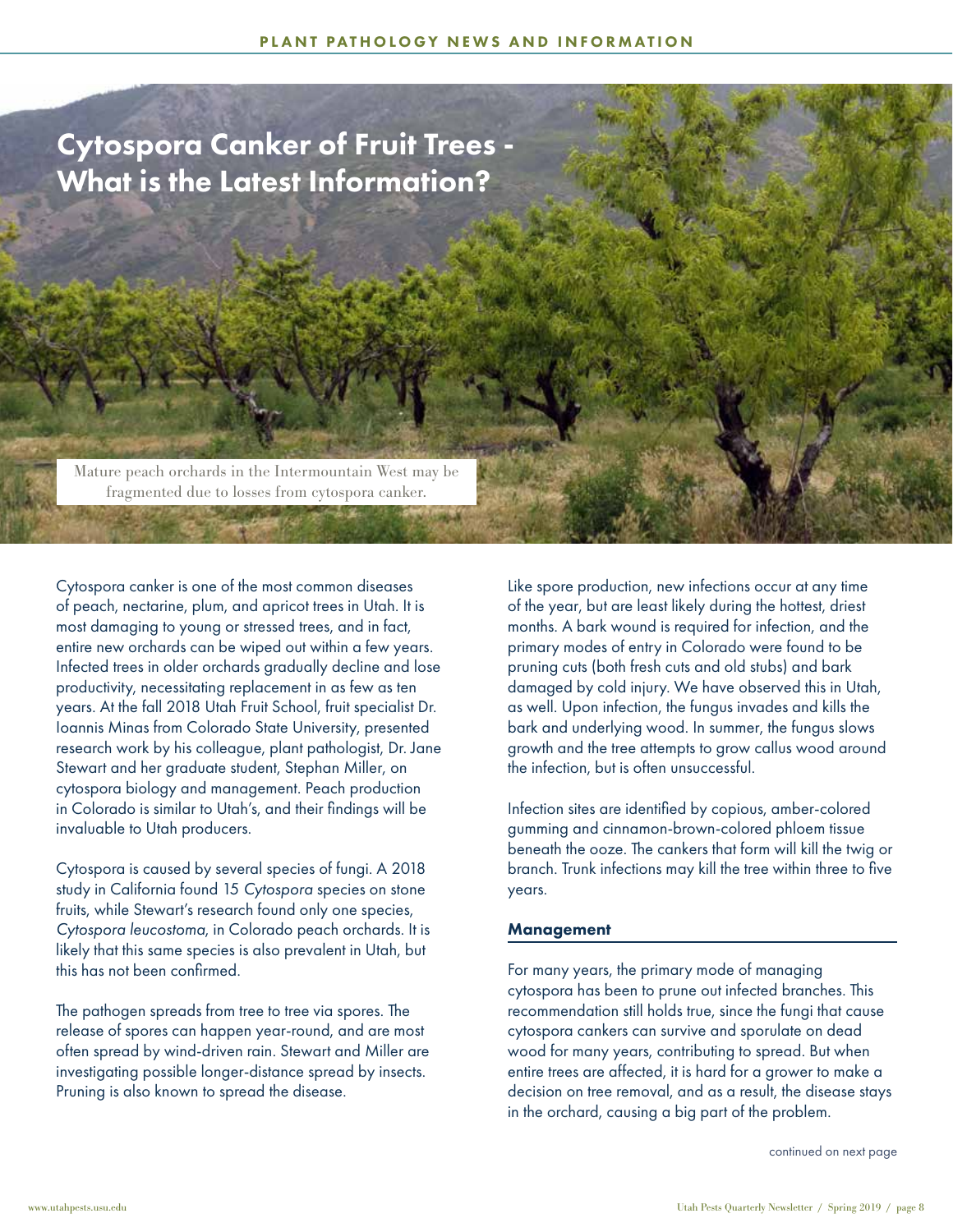# Cytospora Canker of Fruit Trees - What is the Latest Information?

Mature peach orchards in the Intermountain West may be fragmented due to losses from cytospora canker.

Cytospora canker is one of the most common diseases of peach, nectarine, plum, and apricot trees in Utah. It is most damaging to young or stressed trees, and in fact, entire new orchards can be wiped out within a few years. Infected trees in older orchards gradually decline and lose productivity, necessitating replacement in as few as ten years. At the fall 2018 Utah Fruit School, fruit specialist Dr. Ioannis Minas from Colorado State University, presented research work by his colleague, plant pathologist, Dr. Jane Stewart and her graduate student, Stephan Miller, on cytospora biology and management. Peach production in Colorado is similar to Utah's, and their findings will be invaluable to Utah producers.

Cytospora is caused by several species of fungi. A 2018 study in California found 15 *Cytospora* species on stone fruits, while Stewart's research found only one species, *Cytospora leucostoma*, in Colorado peach orchards. It is likely that this same species is also prevalent in Utah, but this has not been confirmed.

The pathogen spreads from tree to tree via spores. The release of spores can happen year-round, and are most often spread by wind-driven rain. Stewart and Miller are investigating possible longer-distance spread by insects. Pruning is also known to spread the disease.

Like spore production, new infections occur at any time of the year, but are least likely during the hottest, driest months. A bark wound is required for infection, and the primary modes of entry in Colorado were found to be pruning cuts (both fresh cuts and old stubs) and bark damaged by cold injury. We have observed this in Utah, as well. Upon infection, the fungus invades and kills the bark and underlying wood. In summer, the fungus slows growth and the tree attempts to grow callus wood around the infection, but is often unsuccessful.

Infection sites are identified by copious, amber-colored gumming and cinnamon-brown-colored phloem tissue beneath the ooze. The cankers that form will kill the twig or branch. Trunk infections may kill the tree within three to five years.

## Management

For many years, the primary mode of managing cytospora has been to prune out infected branches. This recommendation still holds true, since the fungi that cause cytospora cankers can survive and sporulate on dead wood for many years, contributing to spread. But when entire trees are affected, it is hard for a grower to make a decision on tree removal, and as a result, the disease stays in the orchard, causing a big part of the problem.

continued on next page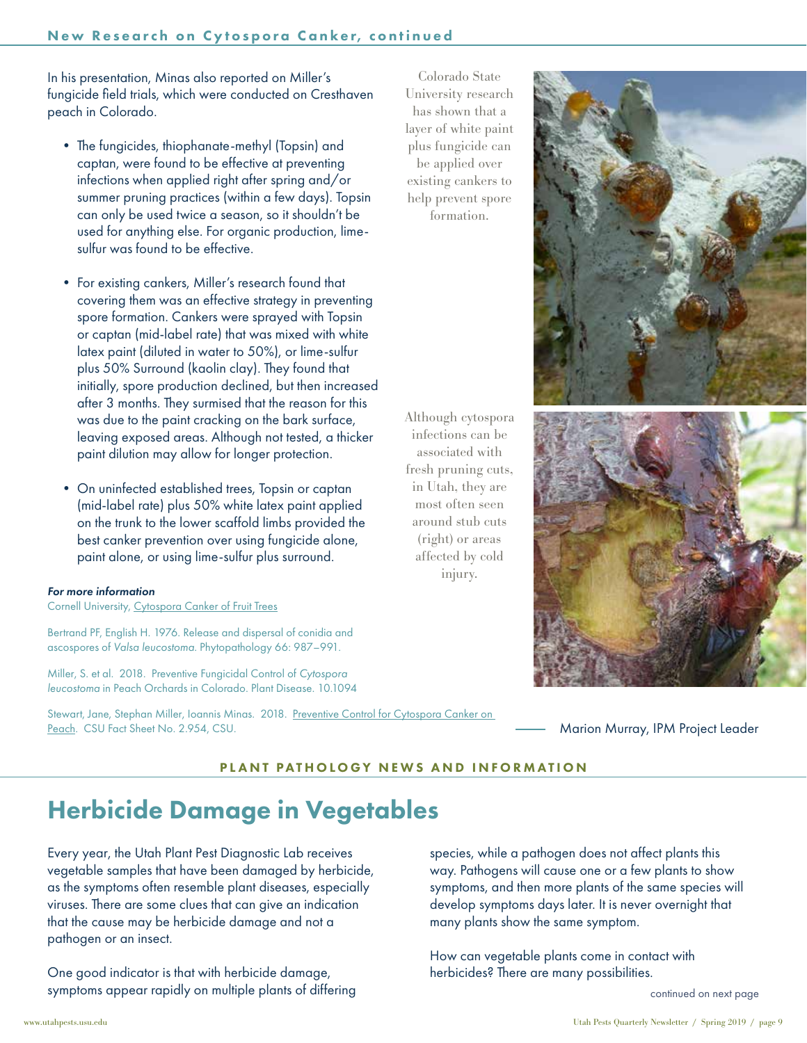## New Research on Cytospora Canker, continued

In his presentation, Minas also reported on Miller's fungicide field trials, which were conducted on Cresthaven peach in Colorado.

- The fungicides, thiophanate-methyl (Topsin) and captan, were found to be effective at preventing infections when applied right after spring and/or summer pruning practices (within a few days). Topsin can only be used twice a season, so it shouldn't be used for anything else. For organic production, lime-sulfur was found to be effective.
- For existing cankers, Miller's research found that covering them was an effective strategy in preventing spore formation. Cankers were sprayed with Topsin or captan (mid-label rate) that was mixed with white latex paint (diluted in water to 50%), or lime-sulfur plus 50% Surround (kaolin clay). They found that initially, spore production declined, but then increased after 3 months. They surmised that the reason for this was due to the paint cracking on the bark surface, leaving exposed areas. Although not tested, a thicker paint dilution may allow for longer protection.
- On uninfected established trees, Topsin or captan (mid-label rate) plus 50% white latex paint applied on the trunk to the lower scaffold limbs provided the best canker prevention over using fungicide alone, paint alone, or using lime-sulfur plus surround.

Colorado State University research has shown that a layer of white paint plus fungicide can be applied over existing cankers to help prevent spore formation.

Although cytospora infections can be associated with fresh pruning cuts, in Utah, they are most often seen around stub cuts (right) or areas affected by cold injury.

***For more information***

Cornell University, Cytospora Canker of Fruit Trees

Bertrand PF, English H. 1976. Release and dispersal of conidia and ascospores of *Valsa leucostoma*. Phytopathology 66: 987–991.

Miller, S. et al. 2018. Preventive Fungicidal Control of *Cytospora leucostoma* in Peach Orchards in Colorado. Plant Disease. 10.1094

Stewart, Jane, Stephan Miller, Ioannis Minas. 2018. Preventive Control for Cytospora Canker on Peach. CSU Fact Sheet No. 2.954, CSU.

— Marion Murray, IPM Project Leader

**PLANT PATHOLOGY NEWS AND INFORMATION**

# Herbicide Damage in Vegetables

Every year, the Utah Plant Pest Diagnostic Lab receives vegetable samples that have been damaged by herbicide, as the symptoms often resemble plant diseases, especially viruses. There are some clues that can give an indication that the cause may be herbicide damage and not a pathogen or an insect.

One good indicator is that with herbicide damage, symptoms appear rapidly on multiple plants of differing species, while a pathogen does not affect plants this way. Pathogens will cause one or a few plants to show symptoms, and then more plants of the same species will develop symptoms days later. It is never overnight that many plants show the same symptom.

How can vegetable plants come in contact with herbicides? There are many possibilities.

continued on next page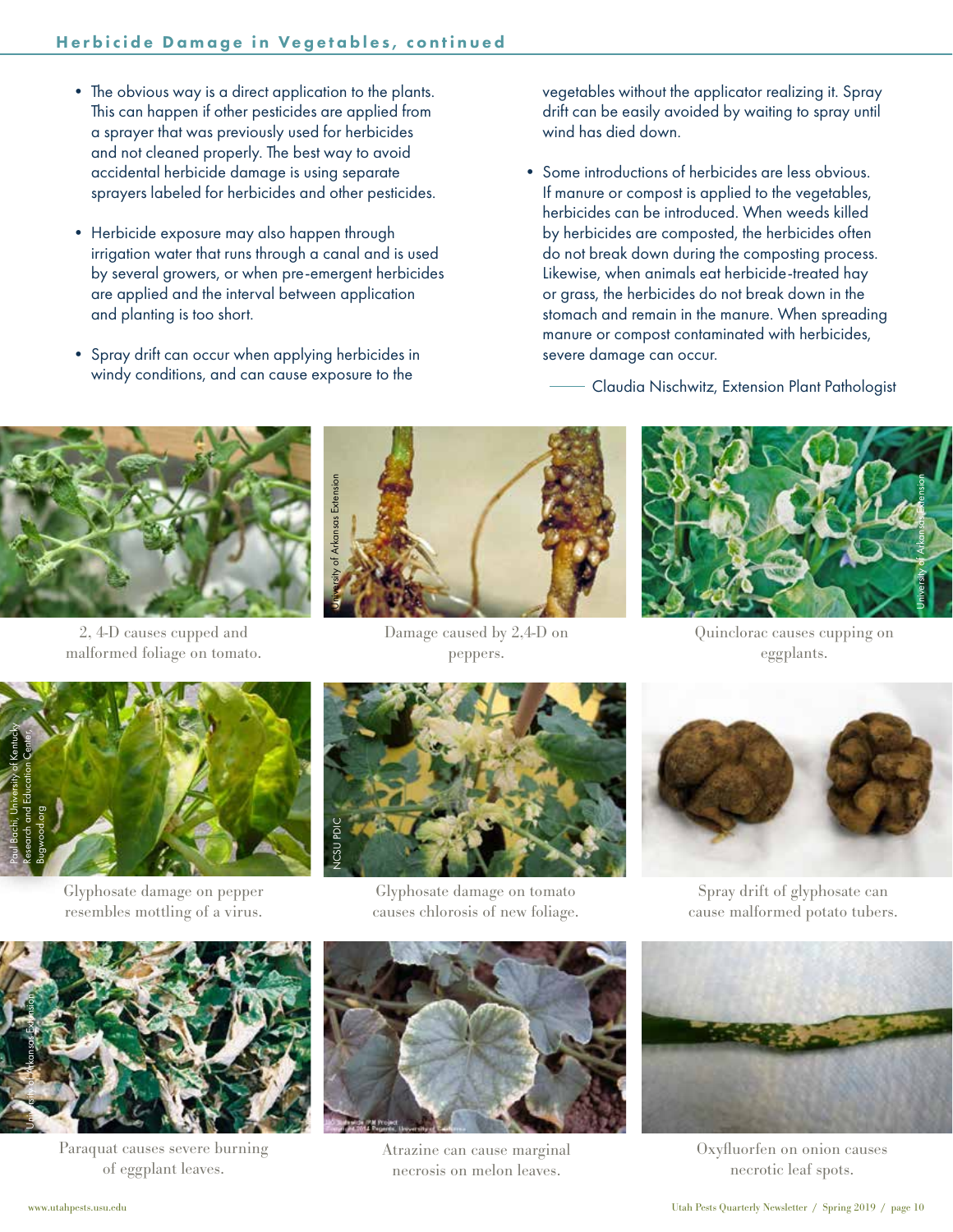- The obvious way is a direct application to the plants. This can happen if other pesticides are applied from a sprayer that was previously used for herbicides and not cleaned properly. The best way to avoid accidental herbicide damage is using separate sprayers labeled for herbicides and other pesticides.

- Herbicide exposure may also happen through irrigation water that runs through a canal and is used by several growers, or when pre-emergent herbicides are applied and the interval between application and planting is too short.

- Spray drift can occur when applying herbicides in windy conditions, and can cause exposure to the vegetables without the applicator realizing it. Spray drift can be easily avoided by waiting to spray until wind has died down.

- Some introductions of herbicides are less obvious. If manure or compost is applied to the vegetables, herbicides can be introduced. When weeds killed by herbicides are composted, the herbicides often do not break down during the composting process. Likewise, when animals eat herbicide-treated hay or grass, the herbicides do not break down in the stomach and remain in the manure. When spreading manure or compost contaminated with herbicides, severe damage can occur.

—— Claudia Nischwitz, Extension Plant Pathologist

2, 4-D causes cupped and malformed foliage on tomato.

Damage caused by 2,4-D on peppers.

Quinclorac causes cupping on eggplants.

Glyphosate damage on pepper resembles mottling of a virus.

Glyphosate damage on tomato causes chlorosis of new foliage.

Spray drift of glyphosate can cause malformed potato tubers.

Paraquat causes severe burning of eggplant leaves.

Atrazine can cause marginal necrosis on melon leaves.

Oxyfluorfen on onion causes necrotic leaf spots.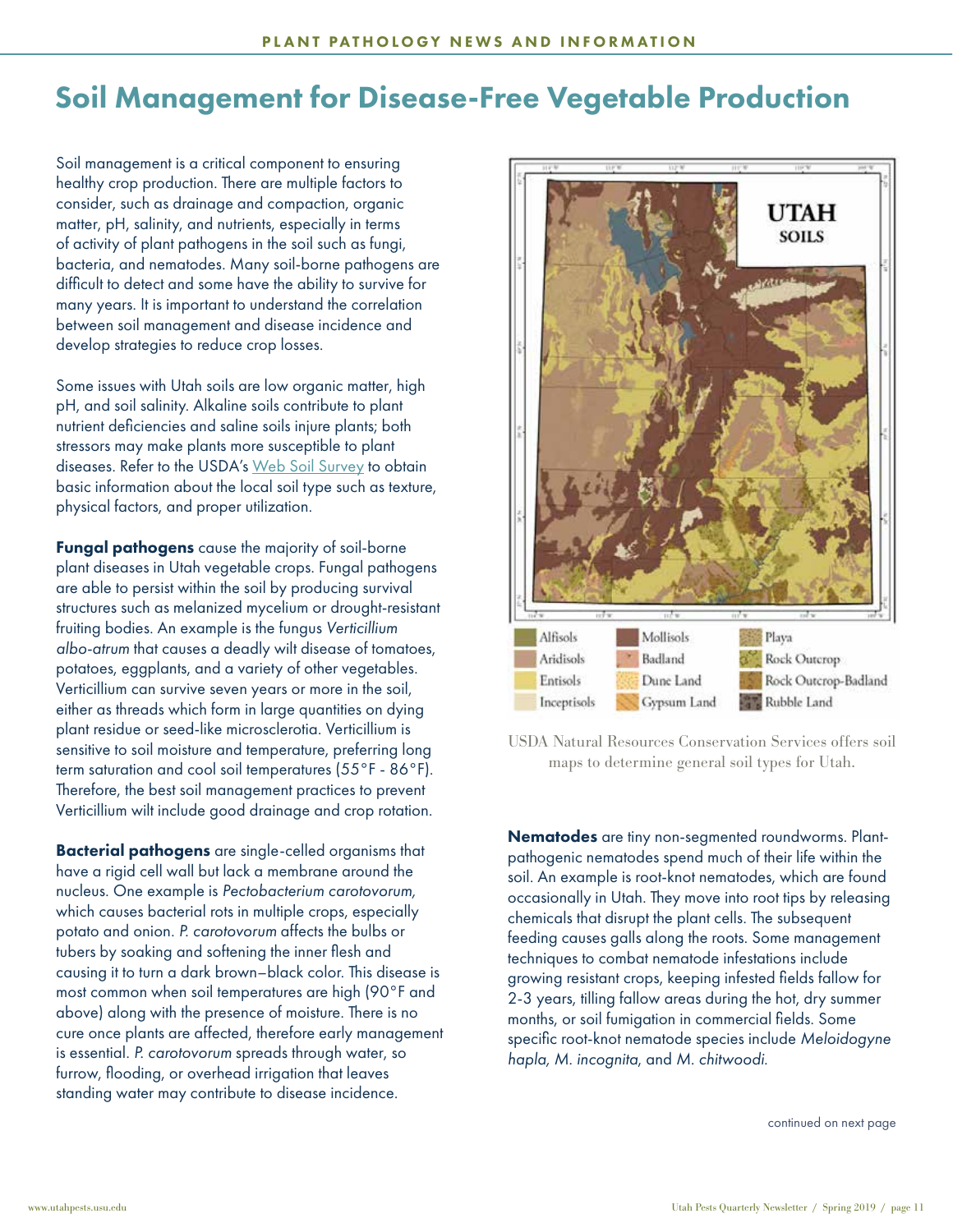# Soil Management for Disease-Free Vegetable Production

Soil management is a critical component to ensuring healthy crop production. There are multiple factors to consider, such as drainage and compaction, organic matter, pH, salinity, and nutrients, especially in terms of activity of plant pathogens in the soil such as fungi, bacteria, and nematodes. Many soil-borne pathogens are difficult to detect and some have the ability to survive for many years. It is important to understand the correlation between soil management and disease incidence and develop strategies to reduce crop losses.

Some issues with Utah soils are low organic matter, high pH, and soil salinity. Alkaline soils contribute to plant nutrient deficiencies and saline soils injure plants; both stressors may make plants more susceptible to plant diseases. Refer to the USDA's Web Soil Survey to obtain basic information about the local soil type such as texture, physical factors, and proper utilization.

**Fungal pathogens** cause the majority of soil-borne plant diseases in Utah vegetable crops. Fungal pathogens are able to persist within the soil by producing survival structures such as melanized mycelium or drought-resistant fruiting bodies. An example is the fungus *Verticillium albo-atrum* that causes a deadly wilt disease of tomatoes, potatoes, eggplants, and a variety of other vegetables. Verticillium can survive seven years or more in the soil, either as threads which form in large quantities on dying plant residue or seed-like microsclerotia. Verticillium is sensitive to soil moisture and temperature, preferring long term saturation and cool soil temperatures (55°F - 86°F). Therefore, the best soil management practices to prevent Verticillium wilt include good drainage and crop rotation.

**Bacterial pathogens** are single-celled organisms that have a rigid cell wall but lack a membrane around the nucleus. One example is *Pectobacterium carotovorum*, which causes bacterial rots in multiple crops, especially potato and onion. *P. carotovorum* affects the bulbs or tubers by soaking and softening the inner flesh and causing it to turn a dark brown–black color. This disease is most common when soil temperatures are high (90°F and above) along with the presence of moisture. There is no cure once plants are affected, therefore early management is essential. *P. carotovorum* spreads through water, so furrow, flooding, or overhead irrigation that leaves standing water may contribute to disease incidence.

USDA Natural Resources Conservation Services offers soil maps to determine general soil types for Utah.

**Nematodes** are tiny non-segmented roundworms. Plant-pathogenic nematodes spend much of their life within the soil. An example is root-knot nematodes, which are found occasionally in Utah. They move into root tips by releasing chemicals that disrupt the plant cells. The subsequent feeding causes galls along the roots. Some management techniques to combat nematode infestations include growing resistant crops, keeping infested fields fallow for 2-3 years, tilling fallow areas during the hot, dry summer months, or soil fumigation in commercial fields. Some specific root-knot nematode species include *Meloidogyne hapla, M. incognita*, and *M. chitwoodi.*

continued on next page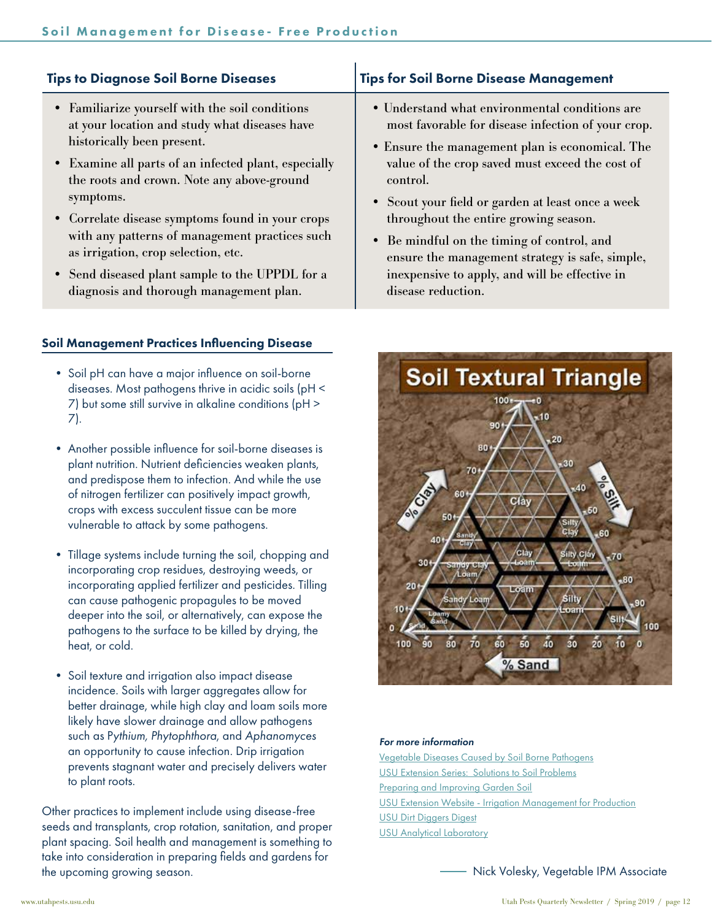## Tips to Diagnose Soil Borne Diseases

- Familiarize yourself with the soil conditions at your location and study what diseases have historically been present.
- Examine all parts of an infected plant, especially the roots and crown. Note any above-ground symptoms.
- Correlate disease symptoms found in your crops with any patterns of management practices such as irrigation, crop selection, etc.
- Send diseased plant sample to the UPPDL for a diagnosis and thorough management plan.

## Tips for Soil Borne Disease Management

- Understand what environmental conditions are most favorable for disease infection of your crop.
- Ensure the management plan is economical. The value of the crop saved must exceed the cost of control.
- Scout your field or garden at least once a week throughout the entire growing season.
- Be mindful on the timing of control, and ensure the management strategy is safe, simple, inexpensive to apply, and will be effective in disease reduction.

## Soil Management Practices Influencing Disease

- Soil pH can have a major influence on soil-borne diseases. Most pathogens thrive in acidic soils (pH < 7) but some still survive in alkaline conditions (pH > 7).
- Another possible influence for soil-borne diseases is plant nutrition. Nutrient deficiencies weaken plants, and predispose them to infection. And while the use of nitrogen fertilizer can positively impact growth, crops with excess succulent tissue can be more vulnerable to attack by some pathogens.
- Tillage systems include turning the soil, chopping and incorporating crop residues, destroying weeds, or incorporating applied fertilizer and pesticides. Tilling can cause pathogenic propagules to be moved deeper into the soil, or alternatively, can expose the pathogens to the surface to be killed by drying, the heat, or cold.
- Soil texture and irrigation also impact disease incidence. Soils with larger aggregates allow for better drainage, while high clay and loam soils more likely have slower drainage and allow pathogens such as *Pythium*, *Phytophthora*, and *Aphanomyces* an opportunity to cause infection. Drip irrigation prevents stagnant water and precisely delivers water to plant roots.

Other practices to implement include using disease-free seeds and transplants, crop rotation, sanitation, and proper plant spacing. Soil health and management is something to take into consideration in preparing fields and gardens for the upcoming growing season.

*For more information*

[Vegetable Diseases Caused by Soil Borne Pathogens](#)
[USU Extension Series: Solutions to Soil Problems](#)
[Preparing and Improving Garden Soil](#)
[USU Extension Website - Irrigation Management for Production](#)
[USU Dirt Diggers Digest](#)
[USU Analytical Laboratory](#)

— Nick Volesky, Vegetable IPM Associate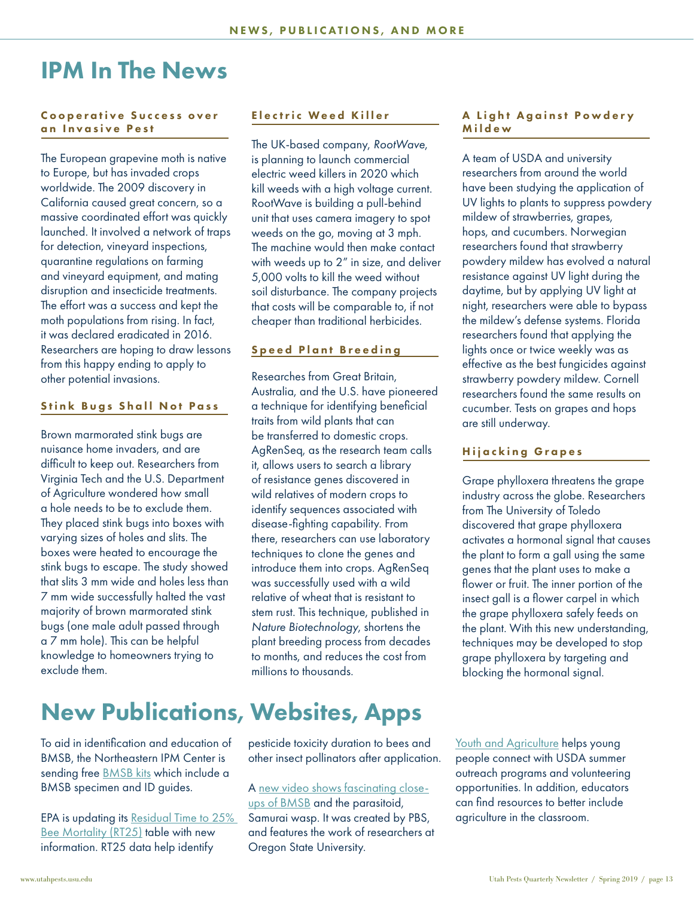# IPM In The News

### Cooperative Success over an Invasive Pest

The European grapevine moth is native to Europe, but has invaded crops worldwide. The 2009 discovery in California caused great concern, so a massive coordinated effort was quickly launched. It involved a network of traps for detection, vineyard inspections, quarantine regulations on farming and vineyard equipment, and mating disruption and insecticide treatments. The effort was a success and kept the moth populations from rising. In fact, it was declared eradicated in 2016. Researchers are hoping to draw lessons from this happy ending to apply to other potential invasions.

### Stink Bugs Shall Not Pass

Brown marmorated stink bugs are nuisance home invaders, and are difficult to keep out. Researchers from Virginia Tech and the U.S. Department of Agriculture wondered how small a hole needs to be to exclude them. They placed stink bugs into boxes with varying sizes of holes and slits. The boxes were heated to encourage the stink bugs to escape. The study showed that slits 3 mm wide and holes less than 7 mm wide successfully halted the vast majority of brown marmorated stink bugs (one male adult passed through a 7 mm hole). This can be helpful knowledge to homeowners trying to exclude them.

### Electric Weed Killer

The UK-based company, *RootWave*, is planning to launch commercial electric weed killers in 2020 which kill weeds with a high voltage current. RootWave is building a pull-behind unit that uses camera imagery to spot weeds on the go, moving at 3 mph. The machine would then make contact with weeds up to 2" in size, and deliver 5,000 volts to kill the weed without soil disturbance. The company projects that costs will be comparable to, if not cheaper than traditional herbicides.

### Speed Plant Breeding

Researches from Great Britain, Australia, and the U.S. have pioneered a technique for identifying beneficial traits from wild plants that can be transferred to domestic crops. AgRenSeq, as the research team calls it, allows users to search a library of resistance genes discovered in wild relatives of modern crops to identify sequences associated with disease-fighting capability. From there, researchers can use laboratory techniques to clone the genes and introduce them into crops. AgRenSeq was successfully used with a wild relative of wheat that is resistant to stem rust. This technique, published in *Nature Biotechnology*, shortens the plant breeding process from decades to months, and reduces the cost from millions to thousands.

### A Light Against Powdery Mildew

A team of USDA and university researchers from around the world have been studying the application of UV lights to plants to suppress powdery mildew of strawberries, grapes, hops, and cucumbers. Norwegian researchers found that strawberry powdery mildew has evolved a natural resistance against UV light during the daytime, but by applying UV light at night, researchers were able to bypass the mildew's defense systems. Florida researchers found that applying the lights once or twice weekly was as effective as the best fungicides against strawberry powdery mildew. Cornell researchers found the same results on cucumber. Tests on grapes and hops are still underway.

### Hijacking Grapes

Grape phylloxera threatens the grape industry across the globe. Researchers from The University of Toledo discovered that grape phylloxera activates a hormonal signal that causes the plant to form a gall using the same genes that the plant uses to make a flower or fruit. The inner portion of the insect gall is a flower carpel in which the grape phylloxera safely feeds on the plant. With this new understanding, techniques may be developed to stop grape phylloxera by targeting and blocking the hormonal signal.

# New Publications, Websites, Apps

To aid in identification and education of BMSB, the Northeastern IPM Center is sending free BMSB kits which include a BMSB specimen and ID guides.

EPA is updating its Residual Time to 25% Bee Mortality (RT25) table with new information. RT25 data help identify pesticide toxicity duration to bees and other insect pollinators after application.

A new video shows fascinating close-ups of BMSB and the parasitoid, Samurai wasp. It was created by PBS, and features the work of researchers at Oregon State University.

Youth and Agriculture helps young people connect with USDA summer outreach programs and volunteering opportunities. In addition, educators can find resources to better include agriculture in the classroom.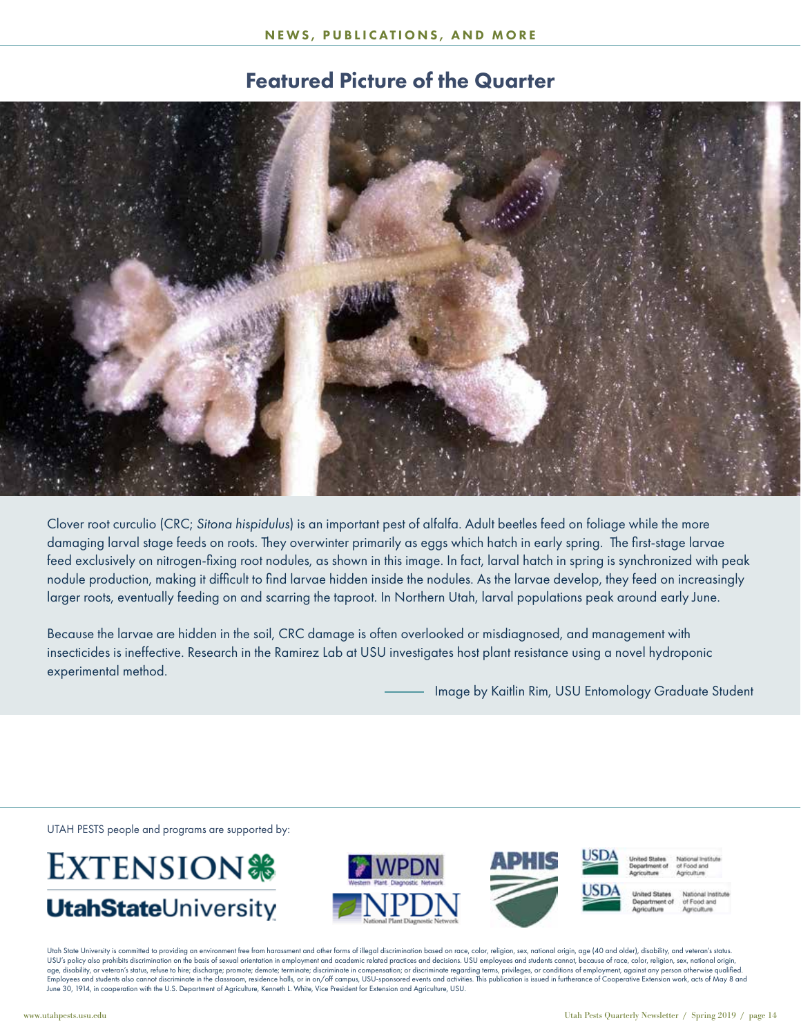## Featured Picture of the Quarter

Clover root curculio (CRC; *Sitona hispidulus*) is an important pest of alfalfa. Adult beetles feed on foliage while the more damaging larval stage feeds on roots. They overwinter primarily as eggs which hatch in early spring. The first-stage larvae feed exclusively on nitrogen-fixing root nodules, as shown in this image. In fact, larval hatch in spring is synchronized with peak nodule production, making it difficult to find larvae hidden inside the nodules. As the larvae develop, they feed on increasingly larger roots, eventually feeding on and scarring the taproot. In Northern Utah, larval populations peak around early June.

Because the larvae are hidden in the soil, CRC damage is often overlooked or misdiagnosed, and management with insecticides is ineffective. Research in the Ramirez Lab at USU investigates host plant resistance using a novel hydroponic experimental method.

——— Image by Kaitlin Rim, USU Entomology Graduate Student

UTAH PESTS people and programs are supported by:

Utah State University is committed to providing an environment free from harassment and other forms of illegal discrimination based on race, color, religion, sex, national origin, age (40 and older), disability, and veteran's status. USU's policy also prohibits discrimination on the basis of sexual orientation in employment and academic related practices and decisions. USU employees and students cannot, because of race, color, religion, sex, national origin, age, disability, or veteran's status, refuse to hire; discharge; promote; demote; terminate; discriminate in compensation; or discriminate regarding terms, privileges, or conditions of employment, against any person otherwise qualified. Employees and students also cannot discriminate in the classroom, residence halls, or in on/off campus, USU-sponsored events and activities. This publication is issued in furtherance of Cooperative Extension work, acts of May 8 and June 30, 1914, in cooperation with the U.S. Department of Agriculture, Kenneth L. White, Vice President for Extension and Agriculture, USU.